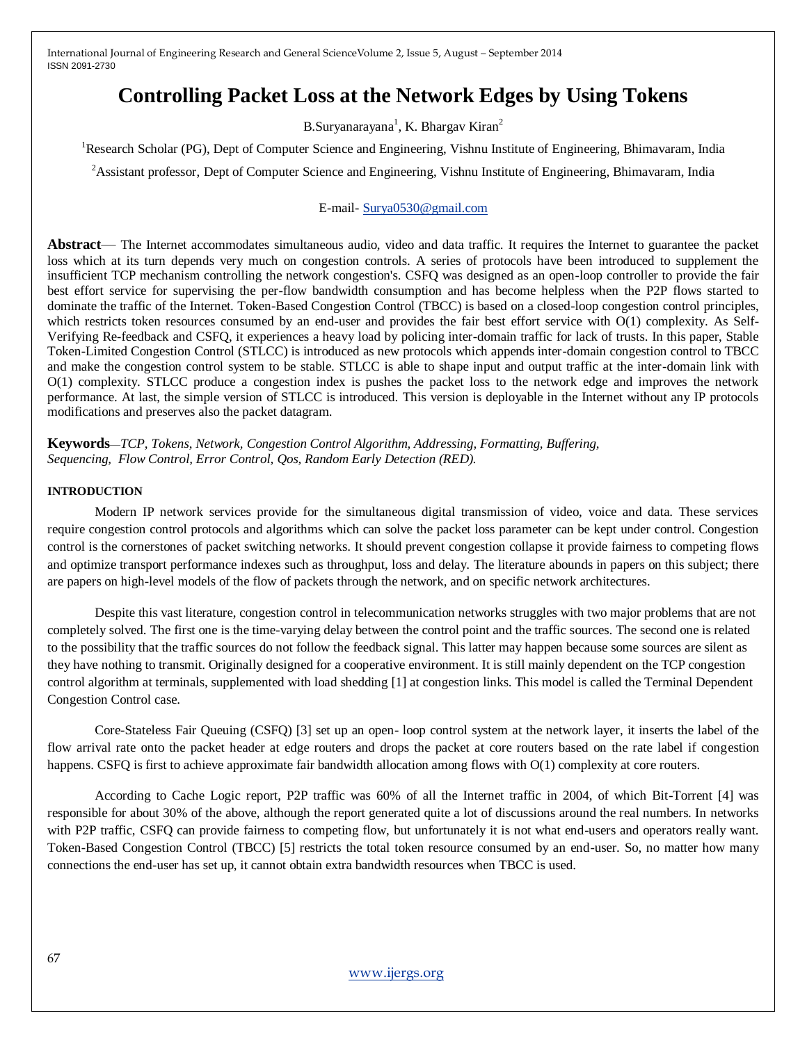# Controlling Packet Loss at the Network Edges by Using Tokens

B.Suryanarayana[1], K. Bhargav Kiran[2]

[1]Research Scholar (PG), Dept of Computer Science and Engineering, Vishnu Institute of Engineering, Bhimavaram, India

[2]Assistant professor, Dept of Computer Science and Engineering, Vishnu Institute of Engineering, Bhimavaram, India

E-mail- Surya0530@gmail.com

**Abstract**— The Internet accommodates simultaneous audio, video and data traffic. It requires the Internet to guarantee the packet loss which at its turn depends very much on congestion controls. A series of protocols have been introduced to supplement the insufficient TCP mechanism controlling the network congestion's. CSFQ was designed as an open-loop controller to provide the fair best effort service for supervising the per-flow bandwidth consumption and has become helpless when the P2P flows started to dominate the traffic of the Internet. Token-Based Congestion Control (TBCC) is based on a closed-loop congestion control principles, which restricts token resources consumed by an end-user and provides the fair best effort service with O(1) complexity. As Self-Verifying Re-feedback and CSFQ, it experiences a heavy load by policing inter-domain traffic for lack of trusts. In this paper, Stable Token-Limited Congestion Control (STLCC) is introduced as new protocols which appends inter-domain congestion control to TBCC and make the congestion control system to be stable. STLCC is able to shape input and output traffic at the inter-domain link with O(1) complexity. STLCC produce a congestion index is pushes the packet loss to the network edge and improves the network performance. At last, the simple version of STLCC is introduced. This version is deployable in the Internet without any IP protocols modifications and preserves also the packet datagram.

**Keywords**—*TCP, Tokens, Network, Congestion Control Algorithm, Addressing, Formatting, Buffering, Sequencing, Flow Control, Error Control, Qos, Random Early Detection (RED).*

## INTRODUCTION

Modern IP network services provide for the simultaneous digital transmission of video, voice and data. These services require congestion control protocols and algorithms which can solve the packet loss parameter can be kept under control. Congestion control is the cornerstones of packet switching networks. It should prevent congestion collapse it provide fairness to competing flows and optimize transport performance indexes such as throughput, loss and delay. The literature abounds in papers on this subject; there are papers on high-level models of the flow of packets through the network, and on specific network architectures.

Despite this vast literature, congestion control in telecommunication networks struggles with two major problems that are not completely solved. The first one is the time-varying delay between the control point and the traffic sources. The second one is related to the possibility that the traffic sources do not follow the feedback signal. This latter may happen because some sources are silent as they have nothing to transmit. Originally designed for a cooperative environment. It is still mainly dependent on the TCP congestion control algorithm at terminals, supplemented with load shedding [1] at congestion links. This model is called the Terminal Dependent Congestion Control case.

Core-Stateless Fair Queuing (CSFQ) [3] set up an open- loop control system at the network layer, it inserts the label of the flow arrival rate onto the packet header at edge routers and drops the packet at core routers based on the rate label if congestion happens. CSFQ is first to achieve approximate fair bandwidth allocation among flows with O(1) complexity at core routers.

According to Cache Logic report, P2P traffic was 60% of all the Internet traffic in 2004, of which Bit-Torrent [4] was responsible for about 30% of the above, although the report generated quite a lot of discussions around the real numbers. In networks with P2P traffic, CSFQ can provide fairness to competing flow, but unfortunately it is not what end-users and operators really want. Token-Based Congestion Control (TBCC) [5] restricts the total token resource consumed by an end-user. So, no matter how many connections the end-user has set up, it cannot obtain extra bandwidth resources when TBCC is used.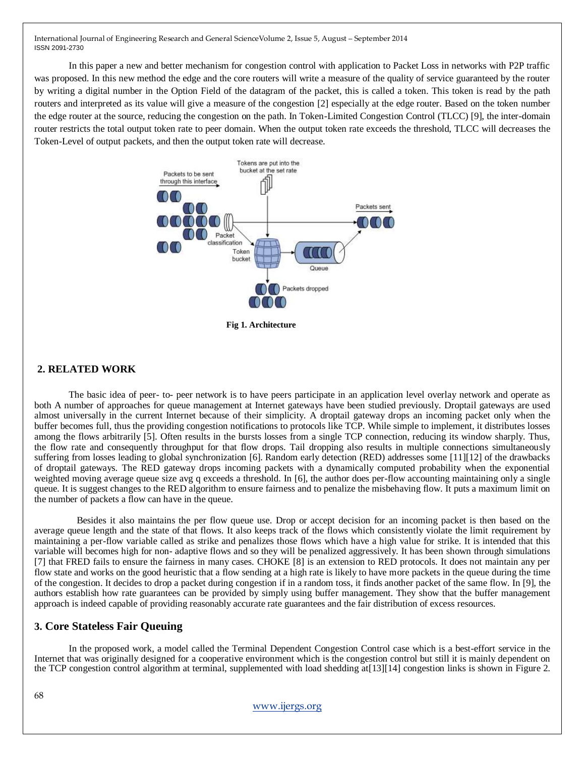In this paper a new and better mechanism for congestion control with application to Packet Loss in networks with P2P traffic was proposed. In this new method the edge and the core routers will write a measure of the quality of service guaranteed by the router by writing a digital number in the Option Field of the datagram of the packet, this is called a token. This token is read by the path routers and interpreted as its value will give a measure of the congestion [2] especially at the edge router. Based on the token number the edge router at the source, reducing the congestion on the path. In Token-Limited Congestion Control (TLCC) [9], the inter-domain router restricts the total output token rate to peer domain. When the output token rate exceeds the threshold, TLCC will decreases the Token-Level of output packets, and then the output token rate will decrease.

**Fig 1. Architecture**

## 2. RELATED WORK

The basic idea of peer- to- peer network is to have peers participate in an application level overlay network and operate as both A number of approaches for queue management at Internet gateways have been studied previously. Droptail gateways are used almost universally in the current Internet because of their simplicity. A droptail gateway drops an incoming packet only when the buffer becomes full, thus the providing congestion notifications to protocols like TCP. While simple to implement, it distributes losses among the flows arbitrarily [5]. Often results in the bursts losses from a single TCP connection, reducing its window sharply. Thus, the flow rate and consequently throughput for that flow drops. Tail dropping also results in multiple connections simultaneously suffering from losses leading to global synchronization [6]. Random early detection (RED) addresses some [11][12] of the drawbacks of droptail gateways. The RED gateway drops incoming packets with a dynamically computed probability when the exponential weighted moving average queue size avg q exceeds a threshold. In [6], the author does per-flow accounting maintaining only a single queue. It is suggest changes to the RED algorithm to ensure fairness and to penalize the misbehaving flow. It puts a maximum limit on the number of packets a flow can have in the queue.

Besides it also maintains the per flow queue use. Drop or accept decision for an incoming packet is then based on the average queue length and the state of that flows. It also keeps track of the flows which consistently violate the limit requirement by maintaining a per-flow variable called as strike and penalizes those flows which have a high value for strike. It is intended that this variable will becomes high for non- adaptive flows and so they will be penalized aggressively. It has been shown through simulations [7] that FRED fails to ensure the fairness in many cases. CHOKE [8] is an extension to RED protocols. It does not maintain any per flow state and works on the good heuristic that a flow sending at a high rate is likely to have more packets in the queue during the time of the congestion. It decides to drop a packet during congestion if in a random toss, it finds another packet of the same flow. In [9], the authors establish how rate guarantees can be provided by simply using buffer management. They show that the buffer management approach is indeed capable of providing reasonably accurate rate guarantees and the fair distribution of excess resources.

## 3. Core Stateless Fair Queuing

In the proposed work, a model called the Terminal Dependent Congestion Control case which is a best-effort service in the Internet that was originally designed for a cooperative environment which is the congestion control but still it is mainly dependent on the TCP congestion control algorithm at terminal, supplemented with load shedding at[13][14] congestion links is shown in Figure 2.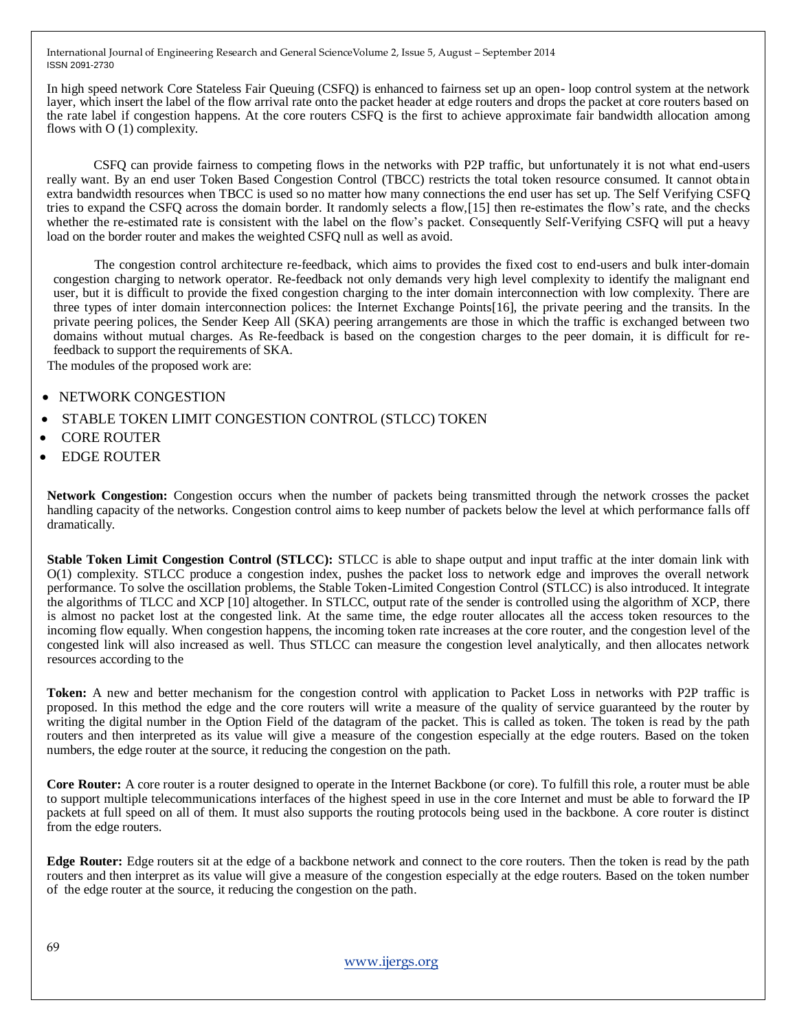In high speed network Core Stateless Fair Queuing (CSFQ) is enhanced to fairness set up an open- loop control system at the network layer, which insert the label of the flow arrival rate onto the packet header at edge routers and drops the packet at core routers based on the rate label if congestion happens. At the core routers CSFQ is the first to achieve approximate fair bandwidth allocation among flows with O (1) complexity.

CSFQ can provide fairness to competing flows in the networks with P2P traffic, but unfortunately it is not what end-users really want. By an end user Token Based Congestion Control (TBCC) restricts the total token resource consumed. It cannot obtain extra bandwidth resources when TBCC is used so no matter how many connections the end user has set up. The Self Verifying CSFQ tries to expand the CSFQ across the domain border. It randomly selects a flow,[15] then re-estimates the flow's rate, and the checks whether the re-estimated rate is consistent with the label on the flow's packet. Consequently Self-Verifying CSFQ will put a heavy load on the border router and makes the weighted CSFQ null as well as avoid.

The congestion control architecture re-feedback, which aims to provides the fixed cost to end-users and bulk inter-domain congestion charging to network operator. Re-feedback not only demands very high level complexity to identify the malignant end user, but it is difficult to provide the fixed congestion charging to the inter domain interconnection with low complexity. There are three types of inter domain interconnection polices: the Internet Exchange Points[16], the private peering and the transits. In the private peering polices, the Sender Keep All (SKA) peering arrangements are those in which the traffic is exchanged between two domains without mutual charges. As Re-feedback is based on the congestion charges to the peer domain, it is difficult for re-feedback to support the requirements of SKA.

The modules of the proposed work are:

- NETWORK CONGESTION
- STABLE TOKEN LIMIT CONGESTION CONTROL (STLCC) TOKEN
- CORE ROUTER
- EDGE ROUTER

**Network Congestion:** Congestion occurs when the number of packets being transmitted through the network crosses the packet handling capacity of the networks. Congestion control aims to keep number of packets below the level at which performance falls off dramatically.

**Stable Token Limit Congestion Control (STLCC):** STLCC is able to shape output and input traffic at the inter domain link with O(1) complexity. STLCC produce a congestion index, pushes the packet loss to network edge and improves the overall network performance. To solve the oscillation problems, the Stable Token-Limited Congestion Control (STLCC) is also introduced. It integrate the algorithms of TLCC and XCP [10] altogether. In STLCC, output rate of the sender is controlled using the algorithm of XCP, there is almost no packet lost at the congested link. At the same time, the edge router allocates all the access token resources to the incoming flow equally. When congestion happens, the incoming token rate increases at the core router, and the congestion level of the congested link will also increased as well. Thus STLCC can measure the congestion level analytically, and then allocates network resources according to the

**Token:** A new and better mechanism for the congestion control with application to Packet Loss in networks with P2P traffic is proposed. In this method the edge and the core routers will write a measure of the quality of service guaranteed by the router by writing the digital number in the Option Field of the datagram of the packet. This is called as token. The token is read by the path routers and then interpreted as its value will give a measure of the congestion especially at the edge routers. Based on the token numbers, the edge router at the source, it reducing the congestion on the path.

**Core Router:** A core router is a router designed to operate in the Internet Backbone (or core). To fulfill this role, a router must be able to support multiple telecommunications interfaces of the highest speed in use in the core Internet and must be able to forward the IP packets at full speed on all of them. It must also supports the routing protocols being used in the backbone. A core router is distinct from the edge routers.

**Edge Router:** Edge routers sit at the edge of a backbone network and connect to the core routers. Then the token is read by the path routers and then interpret as its value will give a measure of the congestion especially at the edge routers. Based on the token number of the edge router at the source, it reducing the congestion on the path.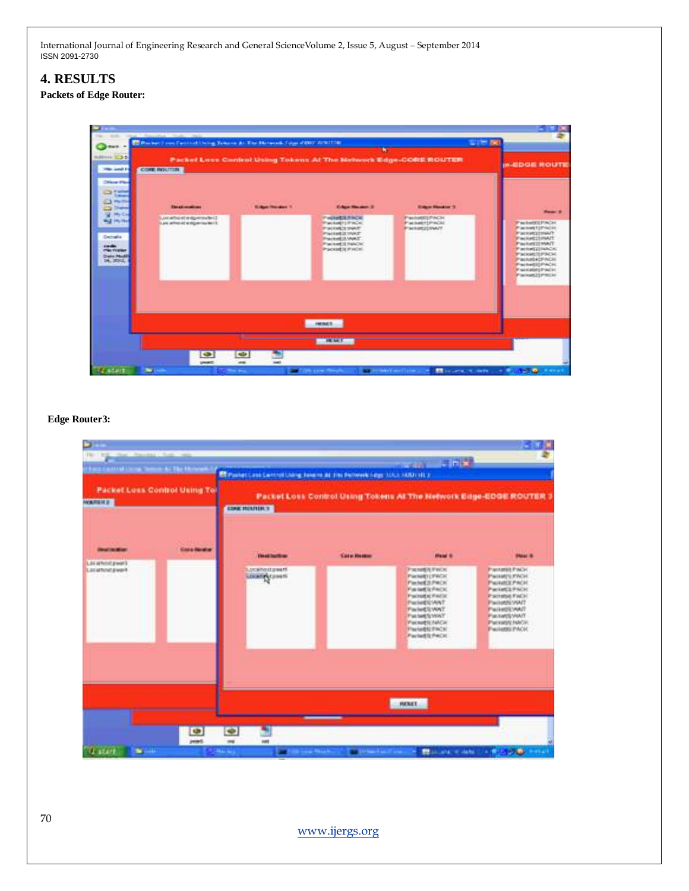# 4. RESULTS

**Packets of Edge Router:**

**Edge Router3:**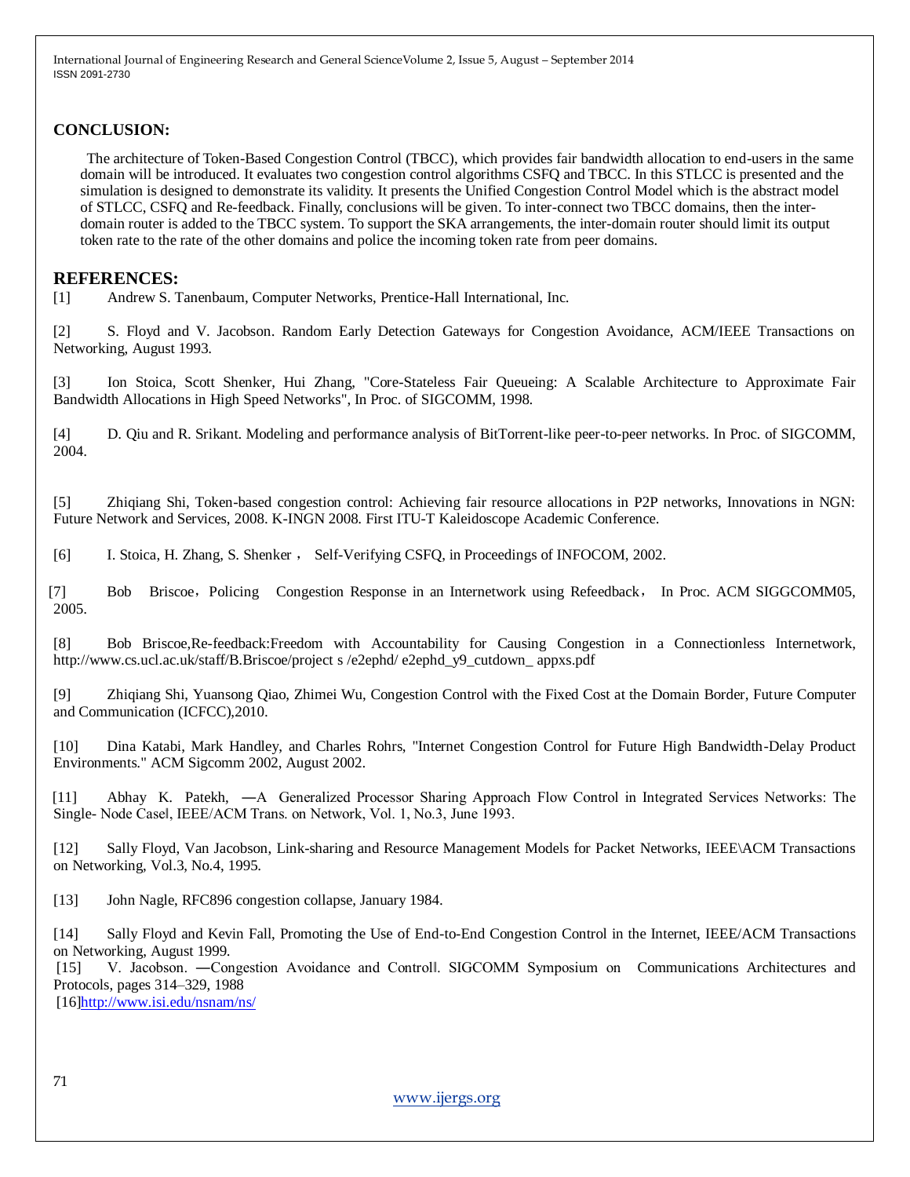## CONCLUSION:

The architecture of Token-Based Congestion Control (TBCC), which provides fair bandwidth allocation to end-users in the same domain will be introduced. It evaluates two congestion control algorithms CSFQ and TBCC. In this STLCC is presented and the simulation is designed to demonstrate its validity. It presents the Unified Congestion Control Model which is the abstract model of STLCC, CSFQ and Re-feedback. Finally, conclusions will be given. To inter-connect two TBCC domains, then the inter-domain router is added to the TBCC system. To support the SKA arrangements, the inter-domain router should limit its output token rate to the rate of the other domains and police the incoming token rate from peer domains.

## REFERENCES:

[1] Andrew S. Tanenbaum, Computer Networks, Prentice-Hall International, Inc.

[2] S. Floyd and V. Jacobson. Random Early Detection Gateways for Congestion Avoidance, ACM/IEEE Transactions on Networking, August 1993.

[3] Ion Stoica, Scott Shenker, Hui Zhang, "Core-Stateless Fair Queueing: A Scalable Architecture to Approximate Fair Bandwidth Allocations in High Speed Networks", In Proc. of SIGCOMM, 1998.

[4] D. Qiu and R. Srikant. Modeling and performance analysis of BitTorrent-like peer-to-peer networks. In Proc. of SIGCOMM, 2004.

[5] Zhiqiang Shi, Token-based congestion control: Achieving fair resource allocations in P2P networks, Innovations in NGN: Future Network and Services, 2008. K-INGN 2008. First ITU-T Kaleidoscope Academic Conference.

[6] I. Stoica, H. Zhang, S. Shenker ， Self-Verifying CSFQ, in Proceedings of INFOCOM, 2002.

[7] Bob Briscoe，Policing Congestion Response in an Internetwork using Refeedback， In Proc. ACM SIGGCOMM05, 2005.

[8] Bob Briscoe,Re-feedback:Freedom with Accountability for Causing Congestion in a Connectionless Internetwork, http://www.cs.ucl.ac.uk/staff/B.Briscoe/project s /e2ephd/ e2ephd_y9_cutdown_ appxs.pdf

[9] Zhiqiang Shi, Yuansong Qiao, Zhimei Wu, Congestion Control with the Fixed Cost at the Domain Border, Future Computer and Communication (ICFCC),2010.

[10] Dina Katabi, Mark Handley, and Charles Rohrs, "Internet Congestion Control for Future High Bandwidth-Delay Product Environments." ACM Sigcomm 2002, August 2002.

[11] Abhay K. Patekh, ―A Generalized Processor Sharing Approach Flow Control in Integrated Services Networks: The Single- Node Case‖, IEEE/ACM Trans. on Network, Vol. 1, No.3, June 1993.

[12] Sally Floyd, Van Jacobson, Link-sharing and Resource Management Models for Packet Networks, IEEE\ACM Transactions on Networking, Vol.3, No.4, 1995.

[13] John Nagle, RFC896 congestion collapse, January 1984.

[14] Sally Floyd and Kevin Fall, Promoting the Use of End-to-End Congestion Control in the Internet, IEEE/ACM Transactions on Networking, August 1999.

[15] V. Jacobson. ―Congestion Avoidance and Control‖. SIGCOMM Symposium on Communications Architectures and Protocols, pages 314–329, 1988

[16]http://www.isi.edu/nsnam/ns/